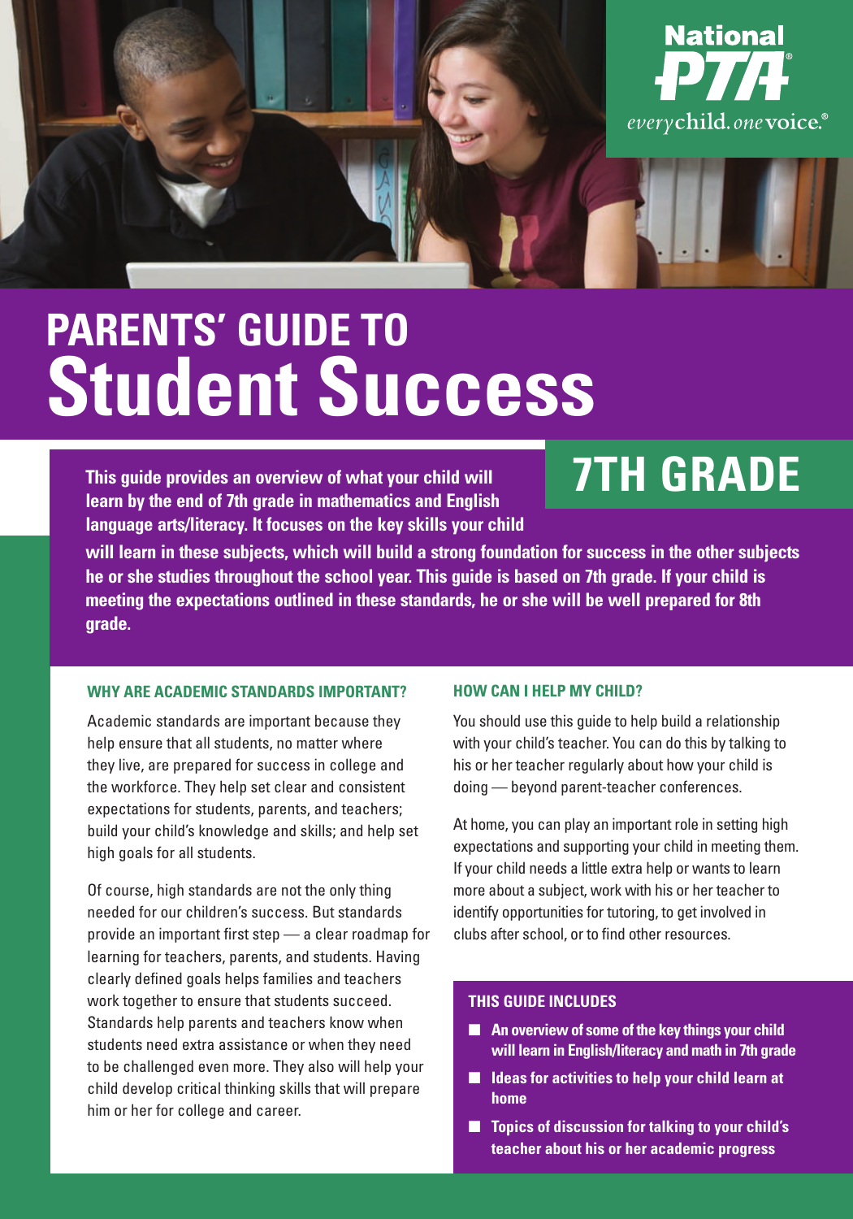National PTA

*everychild. onevoice.*

# PARENTS' GUIDE TO Student Success

## 7TH GRADE

**This guide provides an overview of what your child will learn by the end of 7th grade in mathematics and English language arts/literacy. It focuses on the key skills your child will learn in these subjects, which will build a strong foundation for success in the other subjects he or she studies throughout the school year. This guide is based on 7th grade. If your child is meeting the expectations outlined in these standards, he or she will be well prepared for 8th grade.**

### WHY ARE ACADEMIC STANDARDS IMPORTANT?

Academic standards are important because they help ensure that all students, no matter where they live, are prepared for success in college and the workforce. They help set clear and consistent expectations for students, parents, and teachers; build your child's knowledge and skills; and help set high goals for all students.

Of course, high standards are not the only thing needed for our children's success. But standards provide an important first step — a clear roadmap for learning for teachers, parents, and students. Having clearly defined goals helps families and teachers work together to ensure that students succeed. Standards help parents and teachers know when students need extra assistance or when they need to be challenged even more. They also will help your child develop critical thinking skills that will prepare him or her for college and career.

### HOW CAN I HELP MY CHILD?

You should use this guide to help build a relationship with your child's teacher. You can do this by talking to his or her teacher regularly about how your child is doing — beyond parent-teacher conferences.

At home, you can play an important role in setting high expectations and supporting your child in meeting them. If your child needs a little extra help or wants to learn more about a subject, work with his or her teacher to identify opportunities for tutoring, to get involved in clubs after school, or to find other resources.

### THIS GUIDE INCLUDES

- **An overview of some of the key things your child will learn in English/literacy and math in 7th grade**
- **Ideas for activities to help your child learn at home**
- **Topics of discussion for talking to your child's teacher about his or her academic progress**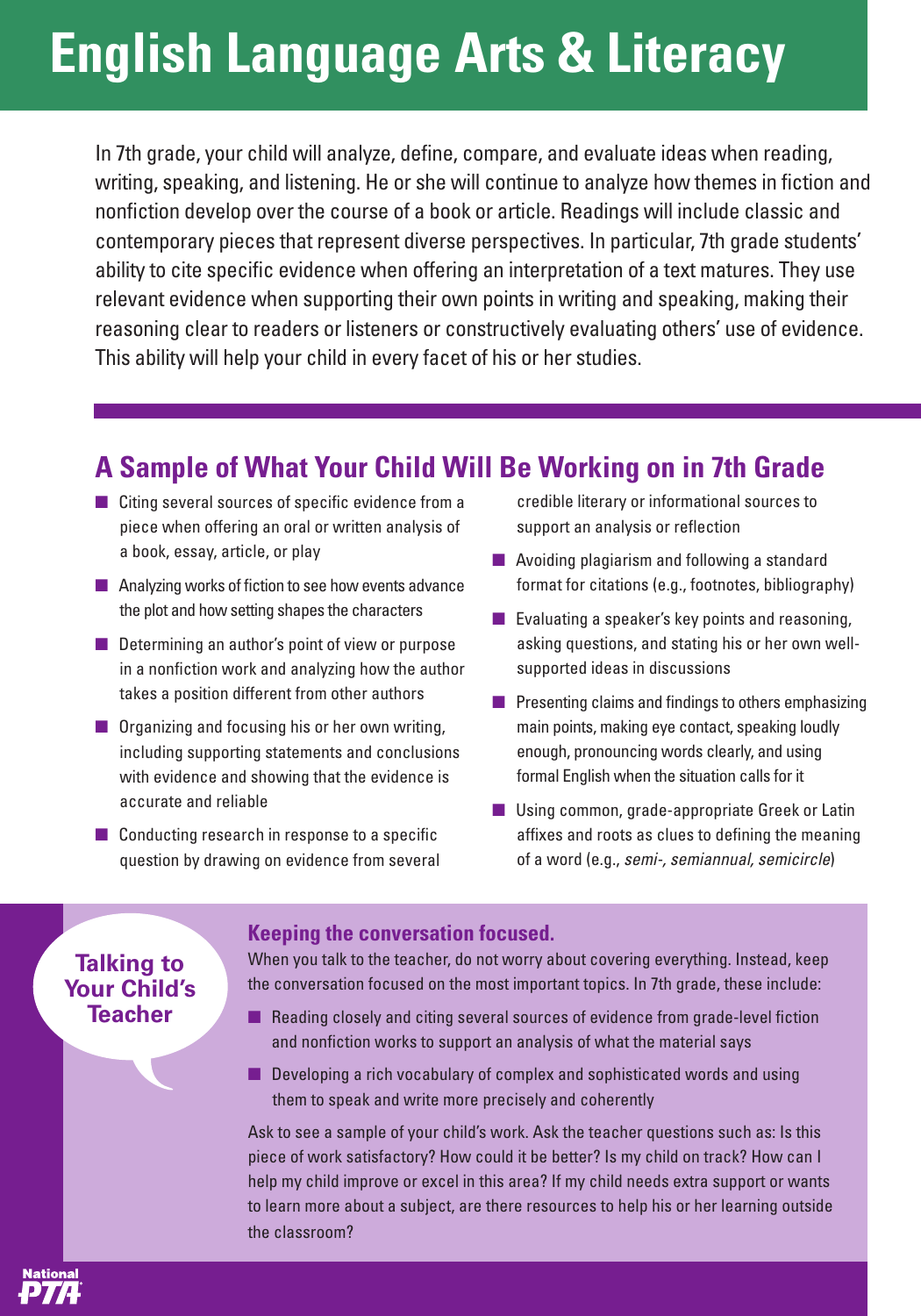# English Language Arts & Literacy

In 7th grade, your child will analyze, define, compare, and evaluate ideas when reading, writing, speaking, and listening. He or she will continue to analyze how themes in fiction and nonfiction develop over the course of a book or article. Readings will include classic and contemporary pieces that represent diverse perspectives. In particular, 7th grade students' ability to cite specific evidence when offering an interpretation of a text matures. They use relevant evidence when supporting their own points in writing and speaking, making their reasoning clear to readers or listeners or constructively evaluating others' use of evidence. This ability will help your child in every facet of his or her studies.

## A Sample of What Your Child Will Be Working on in 7th Grade

- Citing several sources of specific evidence from a piece when offering an oral or written analysis of a book, essay, article, or play
- Analyzing works of fiction to see how events advance the plot and how setting shapes the characters
- Determining an author's point of view or purpose in a nonfiction work and analyzing how the author takes a position different from other authors
- Organizing and focusing his or her own writing, including supporting statements and conclusions with evidence and showing that the evidence is accurate and reliable
- Conducting research in response to a specific question by drawing on evidence from several credible literary or informational sources to support an analysis or reflection
- Avoiding plagiarism and following a standard format for citations (e.g., footnotes, bibliography)
- Evaluating a speaker's key points and reasoning, asking questions, and stating his or her own well-supported ideas in discussions
- Presenting claims and findings to others emphasizing main points, making eye contact, speaking loudly enough, pronouncing words clearly, and using formal English when the situation calls for it
- Using common, grade-appropriate Greek or Latin affixes and roots as clues to defining the meaning of a word (e.g., *semi-, semiannual, semicircle*)

## Talking to Your Child's Teacher

### Keeping the conversation focused.

When you talk to the teacher, do not worry about covering everything. Instead, keep the conversation focused on the most important topics. In 7th grade, these include:

- Reading closely and citing several sources of evidence from grade-level fiction and nonfiction works to support an analysis of what the material says
- Developing a rich vocabulary of complex and sophisticated words and using them to speak and write more precisely and coherently

Ask to see a sample of your child's work. Ask the teacher questions such as: Is this piece of work satisfactory? How could it be better? Is my child on track? How can I help my child improve or excel in this area? If my child needs extra support or wants to learn more about a subject, are there resources to help his or her learning outside the classroom?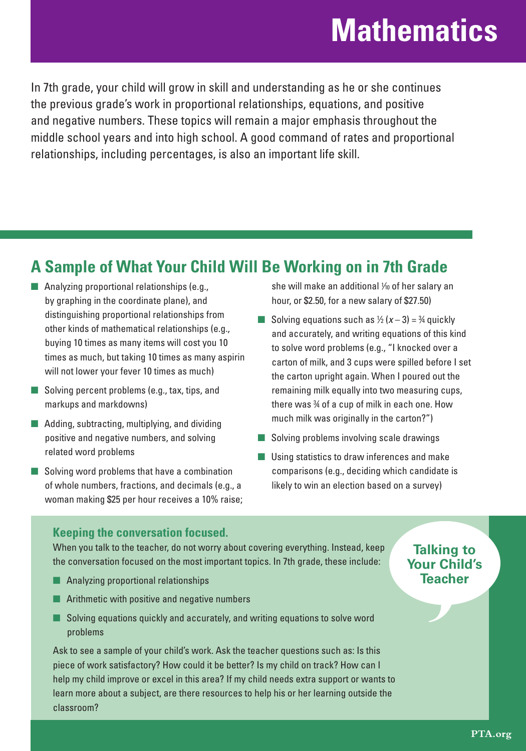# Mathematics

In 7th grade, your child will grow in skill and understanding as he or she continues the previous grade's work in proportional relationships, equations, and positive and negative numbers. These topics will remain a major emphasis throughout the middle school years and into high school. A good command of rates and proportional relationships, including percentages, is also an important life skill.

## A Sample of What Your Child Will Be Working on in 7th Grade

- Analyzing proportional relationships (e.g., by graphing in the coordinate plane), and distinguishing proportional relationships from other kinds of mathematical relationships (e.g., buying 10 times as many items will cost you 10 times as much, but taking 10 times as many aspirin will not lower your fever 10 times as much)
- Solving percent problems (e.g., tax, tips, and markups and markdowns)
- Adding, subtracting, multiplying, and dividing positive and negative numbers, and solving related word problems
- Solving word problems that have a combination of whole numbers, fractions, and decimals (e.g., a woman making $25 per hour receives a 10% raise; she will make an additional $\frac{1}{10}$ of her salary an hour, or $2.50, for a new salary of $27.50)
- Solving equations such as $\frac{1}{2}(x - 3) = \frac{3}{4}$ quickly and accurately, and writing equations of this kind to solve word problems (e.g., "I knocked over a carton of milk, and 3 cups were spilled before I set the carton upright again. When I poured out the remaining milk equally into two measuring cups, there was $\frac{3}{4}$ of a cup of milk in each one. How much milk was originally in the carton?")
- Solving problems involving scale drawings
- Using statistics to draw inferences and make comparisons (e.g., deciding which candidate is likely to win an election based on a survey)

### Talking to Your Child's Teacher

**Keeping the conversation focused.**

When you talk to the teacher, do not worry about covering everything. Instead, keep the conversation focused on the most important topics. In 7th grade, these include:

- Analyzing proportional relationships
- Arithmetic with positive and negative numbers
- Solving equations quickly and accurately, and writing equations to solve word problems

Ask to see a sample of your child's work. Ask the teacher questions such as: Is this piece of work satisfactory? How could it be better? Is my child on track? How can I help my child improve or excel in this area? If my child needs extra support or wants to learn more about a subject, are there resources to help his or her learning outside the classroom?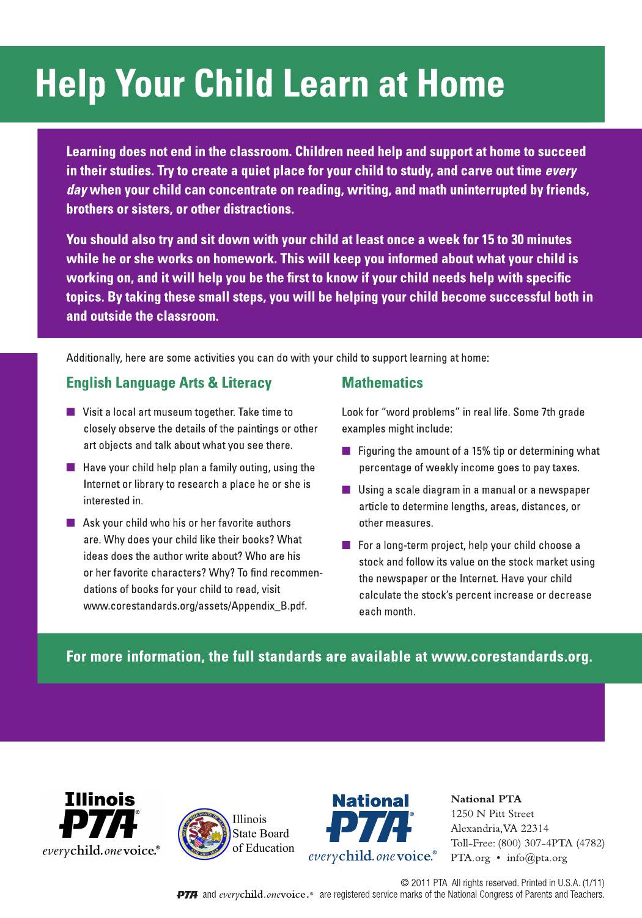# Help Your Child Learn at Home

**Learning does not end in the classroom. Children need help and support at home to succeed in their studies. Try to create a quiet place for your child to study, and carve out time *every day* when your child can concentrate on reading, writing, and math uninterrupted by friends, brothers or sisters, or other distractions.**

**You should also try and sit down with your child at least once a week for 15 to 30 minutes while he or she works on homework. This will keep you informed about what your child is working on, and it will help you be the first to know if your child needs help with specific topics. By taking these small steps, you will be helping your child become successful both in and outside the classroom.**

Additionally, here are some activities you can do with your child to support learning at home:

## English Language Arts & Literacy

- Visit a local art museum together. Take time to closely observe the details of the paintings or other art objects and talk about what you see there.
- Have your child help plan a family outing, using the Internet or library to research a place he or she is interested in.
- Ask your child who his or her favorite authors are. Why does your child like their books? What ideas does the author write about? Who are his or her favorite characters? Why? To find recommendations of books for your child to read, visit www.corestandards.org/assets/Appendix_B.pdf.

## Mathematics

Look for "word problems" in real life. Some 7th grade examples might include:

- Figuring the amount of a 15% tip or determining what percentage of weekly income goes to pay taxes.
- Using a scale diagram in a manual or a newspaper article to determine lengths, areas, distances, or other measures.
- For a long-term project, help your child choose a stock and follow its value on the stock market using the newspaper or the Internet. Have your child calculate the stock's percent increase or decrease each month.

**For more information, the full standards are available at www.corestandards.org.**

Illinois PTA everychild.onevoice.®

Illinois State Board of Education

National PTA everychild.onevoice.®

**National PTA**
1250 N Pitt Street
Alexandria, VA 22314
Toll-Free: (800) 307-4PTA (4782)
PTA.org • info@pta.org

© 2011 PTA All rights reserved. Printed in U.S.A. (1/11)
PTA and everychild.onevoice.® are registered service marks of the National Congress of Parents and Teachers.